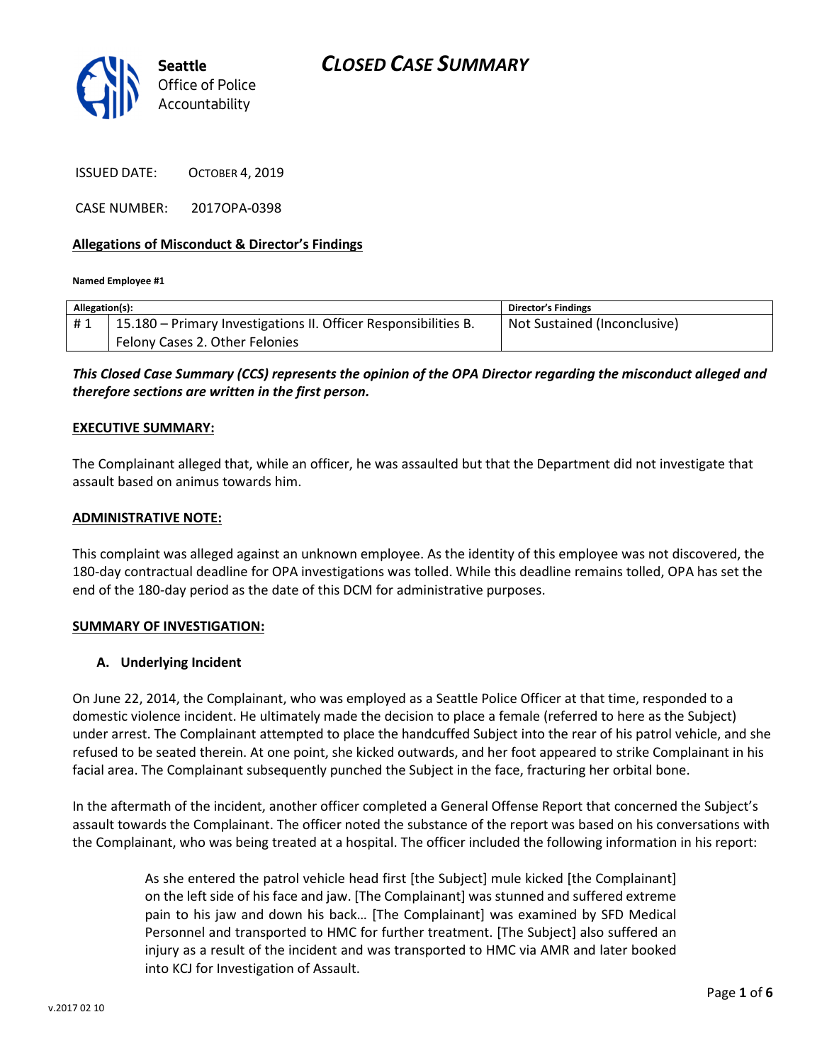# CLOSED CASE SUMMARY

**Seattle** Office of Police Accountability

ISSUED DATE: OCTOBER 4, 2019

CASE NUMBER: 2017OPA-0398

## Allegations of Misconduct & Director's Findings

**Named Employee #1**

| Allegation(s): | | Director's Findings |
|---|---|---|
| # 1 | 15.180 – Primary Investigations II. Officer Responsibilities B. Felony Cases 2. Other Felonies | Not Sustained (Inconclusive) |

***This Closed Case Summary (CCS) represents the opinion of the OPA Director regarding the misconduct alleged and therefore sections are written in the first person.***

### EXECUTIVE SUMMARY:

The Complainant alleged that, while an officer, he was assaulted but that the Department did not investigate that assault based on animus towards him.

### ADMINISTRATIVE NOTE:

This complaint was alleged against an unknown employee. As the identity of this employee was not discovered, the 180-day contractual deadline for OPA investigations was tolled. While this deadline remains tolled, OPA has set the end of the 180-day period as the date of this DCM for administrative purposes.

### SUMMARY OF INVESTIGATION:

#### A. Underlying Incident

On June 22, 2014, the Complainant, who was employed as a Seattle Police Officer at that time, responded to a domestic violence incident. He ultimately made the decision to place a female (referred to here as the Subject) under arrest. The Complainant attempted to place the handcuffed Subject into the rear of his patrol vehicle, and she refused to be seated therein. At one point, she kicked outwards, and her foot appeared to strike Complainant in his facial area. The Complainant subsequently punched the Subject in the face, fracturing her orbital bone.

In the aftermath of the incident, another officer completed a General Offense Report that concerned the Subject's assault towards the Complainant. The officer noted the substance of the report was based on his conversations with the Complainant, who was being treated at a hospital. The officer included the following information in his report:

> As she entered the patrol vehicle head first [the Subject] mule kicked [the Complainant] on the left side of his face and jaw. [The Complainant] was stunned and suffered extreme pain to his jaw and down his back… [The Complainant] was examined by SFD Medical Personnel and transported to HMC for further treatment. [The Subject] also suffered an injury as a result of the incident and was transported to HMC via AMR and later booked into KCJ for Investigation of Assault.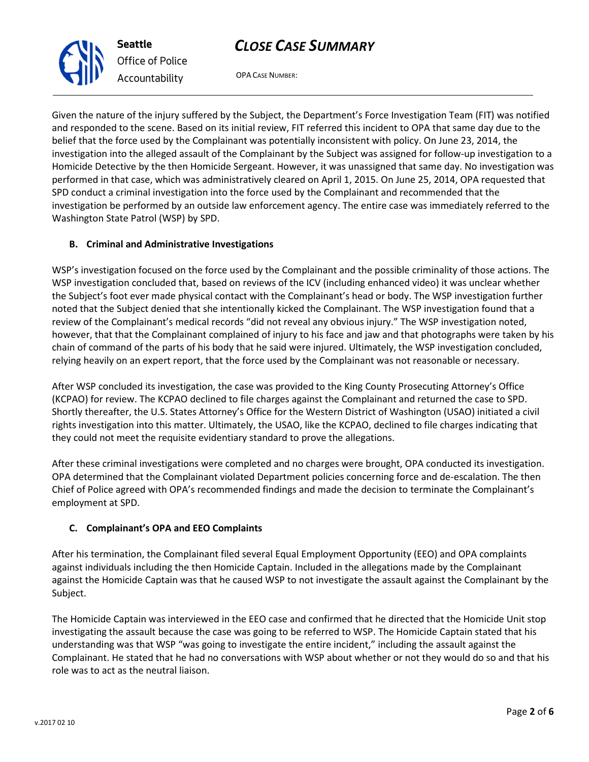Given the nature of the injury suffered by the Subject, the Department's Force Investigation Team (FIT) was notified and responded to the scene. Based on its initial review, FIT referred this incident to OPA that same day due to the belief that the force used by the Complainant was potentially inconsistent with policy. On June 23, 2014, the investigation into the alleged assault of the Complainant by the Subject was assigned for follow-up investigation to a Homicide Detective by the then Homicide Sergeant. However, it was unassigned that same day. No investigation was performed in that case, which was administratively cleared on April 1, 2015. On June 25, 2014, OPA requested that SPD conduct a criminal investigation into the force used by the Complainant and recommended that the investigation be performed by an outside law enforcement agency. The entire case was immediately referred to the Washington State Patrol (WSP) by SPD.

### B. Criminal and Administrative Investigations

WSP's investigation focused on the force used by the Complainant and the possible criminality of those actions. The WSP investigation concluded that, based on reviews of the ICV (including enhanced video) it was unclear whether the Subject's foot ever made physical contact with the Complainant's head or body. The WSP investigation further noted that the Subject denied that she intentionally kicked the Complainant. The WSP investigation found that a review of the Complainant's medical records "did not reveal any obvious injury." The WSP investigation noted, however, that that the Complainant complained of injury to his face and jaw and that photographs were taken by his chain of command of the parts of his body that he said were injured. Ultimately, the WSP investigation concluded, relying heavily on an expert report, that the force used by the Complainant was not reasonable or necessary.

After WSP concluded its investigation, the case was provided to the King County Prosecuting Attorney's Office (KCPAO) for review. The KCPAO declined to file charges against the Complainant and returned the case to SPD. Shortly thereafter, the U.S. States Attorney's Office for the Western District of Washington (USAO) initiated a civil rights investigation into this matter. Ultimately, the USAO, like the KCPAO, declined to file charges indicating that they could not meet the requisite evidentiary standard to prove the allegations.

After these criminal investigations were completed and no charges were brought, OPA conducted its investigation. OPA determined that the Complainant violated Department policies concerning force and de-escalation. The then Chief of Police agreed with OPA's recommended findings and made the decision to terminate the Complainant's employment at SPD.

### C. Complainant's OPA and EEO Complaints

After his termination, the Complainant filed several Equal Employment Opportunity (EEO) and OPA complaints against individuals including the then Homicide Captain. Included in the allegations made by the Complainant against the Homicide Captain was that he caused WSP to not investigate the assault against the Complainant by the Subject.

The Homicide Captain was interviewed in the EEO case and confirmed that he directed that the Homicide Unit stop investigating the assault because the case was going to be referred to WSP. The Homicide Captain stated that his understanding was that WSP "was going to investigate the entire incident," including the assault against the Complainant. He stated that he had no conversations with WSP about whether or not they would do so and that his role was to act as the neutral liaison.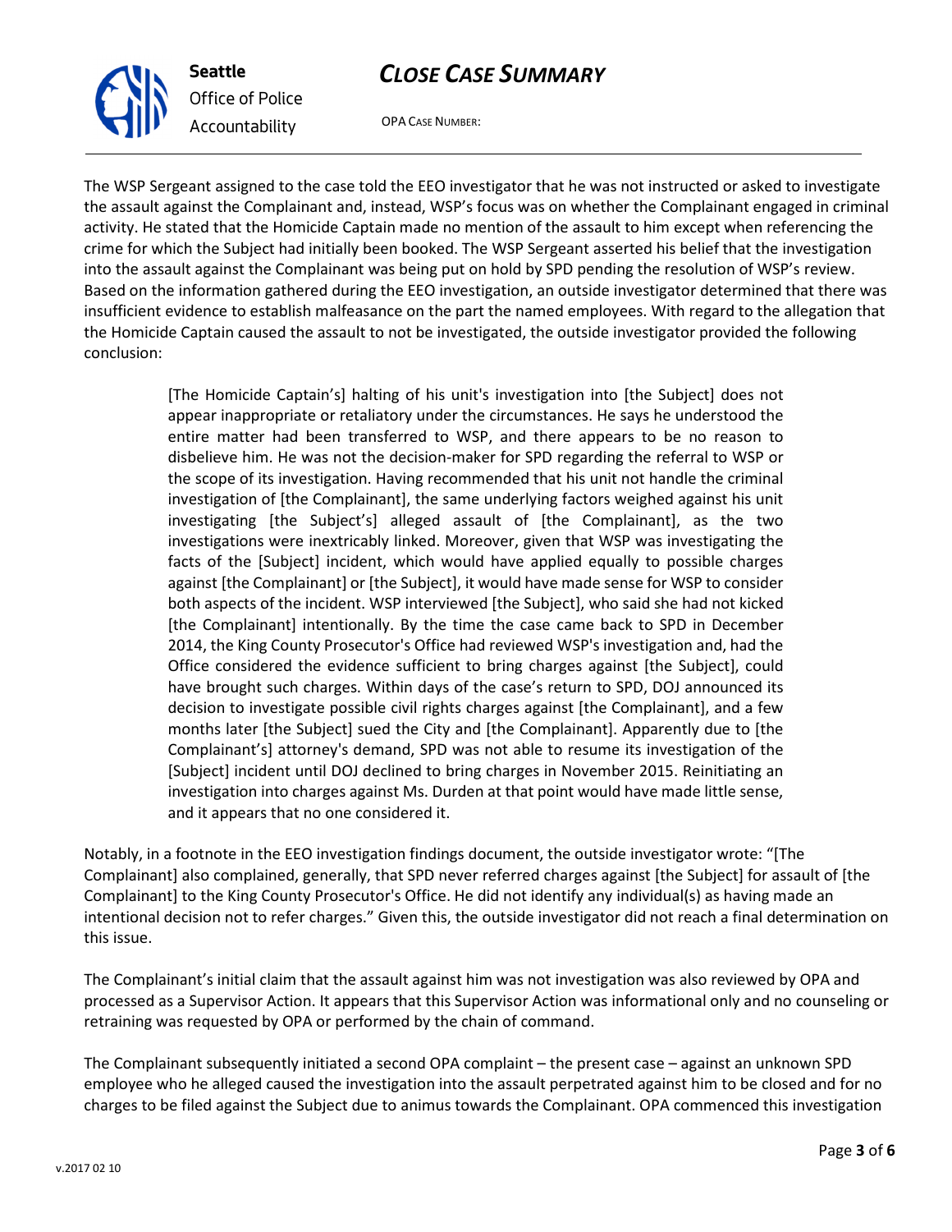The WSP Sergeant assigned to the case told the EEO investigator that he was not instructed or asked to investigate the assault against the Complainant and, instead, WSP's focus was on whether the Complainant engaged in criminal activity. He stated that the Homicide Captain made no mention of the assault to him except when referencing the crime for which the Subject had initially been booked. The WSP Sergeant asserted his belief that the investigation into the assault against the Complainant was being put on hold by SPD pending the resolution of WSP's review. Based on the information gathered during the EEO investigation, an outside investigator determined that there was insufficient evidence to establish malfeasance on the part the named employees. With regard to the allegation that the Homicide Captain caused the assault to not be investigated, the outside investigator provided the following conclusion:

> [The Homicide Captain's] halting of his unit's investigation into [the Subject] does not appear inappropriate or retaliatory under the circumstances. He says he understood the entire matter had been transferred to WSP, and there appears to be no reason to disbelieve him. He was not the decision-maker for SPD regarding the referral to WSP or the scope of its investigation. Having recommended that his unit not handle the criminal investigation of [the Complainant], the same underlying factors weighed against his unit investigating [the Subject's] alleged assault of [the Complainant], as the two investigations were inextricably linked. Moreover, given that WSP was investigating the facts of the [Subject] incident, which would have applied equally to possible charges against [the Complainant] or [the Subject], it would have made sense for WSP to consider both aspects of the incident. WSP interviewed [the Subject], who said she had not kicked [the Complainant] intentionally. By the time the case came back to SPD in December 2014, the King County Prosecutor's Office had reviewed WSP's investigation and, had the Office considered the evidence sufficient to bring charges against [the Subject], could have brought such charges. Within days of the case's return to SPD, DOJ announced its decision to investigate possible civil rights charges against [the Complainant], and a few months later [the Subject] sued the City and [the Complainant]. Apparently due to [the Complainant's] attorney's demand, SPD was not able to resume its investigation of the [Subject] incident until DOJ declined to bring charges in November 2015. Reinitiating an investigation into charges against Ms. Durden at that point would have made little sense, and it appears that no one considered it.

Notably, in a footnote in the EEO investigation findings document, the outside investigator wrote: "[The Complainant] also complained, generally, that SPD never referred charges against [the Subject] for assault of [the Complainant] to the King County Prosecutor's Office. He did not identify any individual(s) as having made an intentional decision not to refer charges." Given this, the outside investigator did not reach a final determination on this issue.

The Complainant's initial claim that the assault against him was not investigation was also reviewed by OPA and processed as a Supervisor Action. It appears that this Supervisor Action was informational only and no counseling or retraining was requested by OPA or performed by the chain of command.

The Complainant subsequently initiated a second OPA complaint – the present case – against an unknown SPD employee who he alleged caused the investigation into the assault perpetrated against him to be closed and for no charges to be filed against the Subject due to animus towards the Complainant. OPA commenced this investigation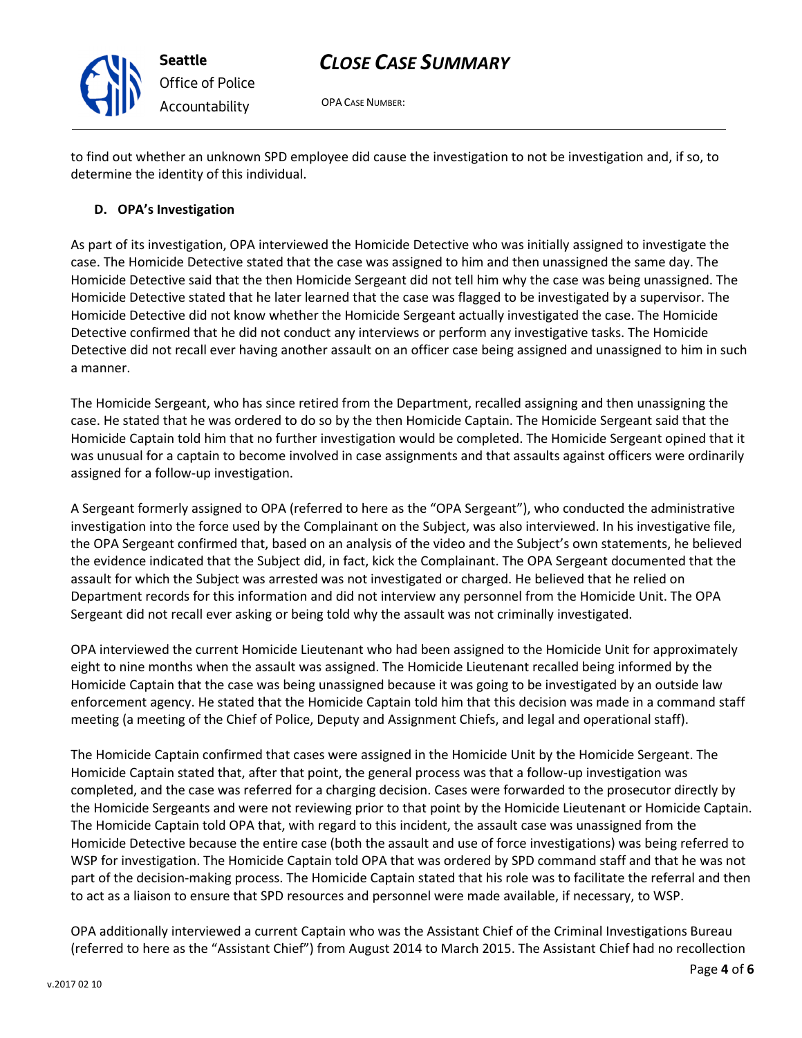to find out whether an unknown SPD employee did cause the investigation to not be investigation and, if so, to determine the identity of this individual.

### D. OPA's Investigation

As part of its investigation, OPA interviewed the Homicide Detective who was initially assigned to investigate the case. The Homicide Detective stated that the case was assigned to him and then unassigned the same day. The Homicide Detective said that the then Homicide Sergeant did not tell him why the case was being unassigned. The Homicide Detective stated that he later learned that the case was flagged to be investigated by a supervisor. The Homicide Detective did not know whether the Homicide Sergeant actually investigated the case. The Homicide Detective confirmed that he did not conduct any interviews or perform any investigative tasks. The Homicide Detective did not recall ever having another assault on an officer case being assigned and unassigned to him in such a manner.

The Homicide Sergeant, who has since retired from the Department, recalled assigning and then unassigning the case. He stated that he was ordered to do so by the then Homicide Captain. The Homicide Sergeant said that the Homicide Captain told him that no further investigation would be completed. The Homicide Sergeant opined that it was unusual for a captain to become involved in case assignments and that assaults against officers were ordinarily assigned for a follow-up investigation.

A Sergeant formerly assigned to OPA (referred to here as the "OPA Sergeant"), who conducted the administrative investigation into the force used by the Complainant on the Subject, was also interviewed. In his investigative file, the OPA Sergeant confirmed that, based on an analysis of the video and the Subject's own statements, he believed the evidence indicated that the Subject did, in fact, kick the Complainant. The OPA Sergeant documented that the assault for which the Subject was arrested was not investigated or charged. He believed that he relied on Department records for this information and did not interview any personnel from the Homicide Unit. The OPA Sergeant did not recall ever asking or being told why the assault was not criminally investigated.

OPA interviewed the current Homicide Lieutenant who had been assigned to the Homicide Unit for approximately eight to nine months when the assault was assigned. The Homicide Lieutenant recalled being informed by the Homicide Captain that the case was being unassigned because it was going to be investigated by an outside law enforcement agency. He stated that the Homicide Captain told him that this decision was made in a command staff meeting (a meeting of the Chief of Police, Deputy and Assignment Chiefs, and legal and operational staff).

The Homicide Captain confirmed that cases were assigned in the Homicide Unit by the Homicide Sergeant. The Homicide Captain stated that, after that point, the general process was that a follow-up investigation was completed, and the case was referred for a charging decision. Cases were forwarded to the prosecutor directly by the Homicide Sergeants and were not reviewing prior to that point by the Homicide Lieutenant or Homicide Captain. The Homicide Captain told OPA that, with regard to this incident, the assault case was unassigned from the Homicide Detective because the entire case (both the assault and use of force investigations) was being referred to WSP for investigation. The Homicide Captain told OPA that was ordered by SPD command staff and that he was not part of the decision-making process. The Homicide Captain stated that his role was to facilitate the referral and then to act as a liaison to ensure that SPD resources and personnel were made available, if necessary, to WSP.

OPA additionally interviewed a current Captain who was the Assistant Chief of the Criminal Investigations Bureau (referred to here as the "Assistant Chief") from August 2014 to March 2015. The Assistant Chief had no recollection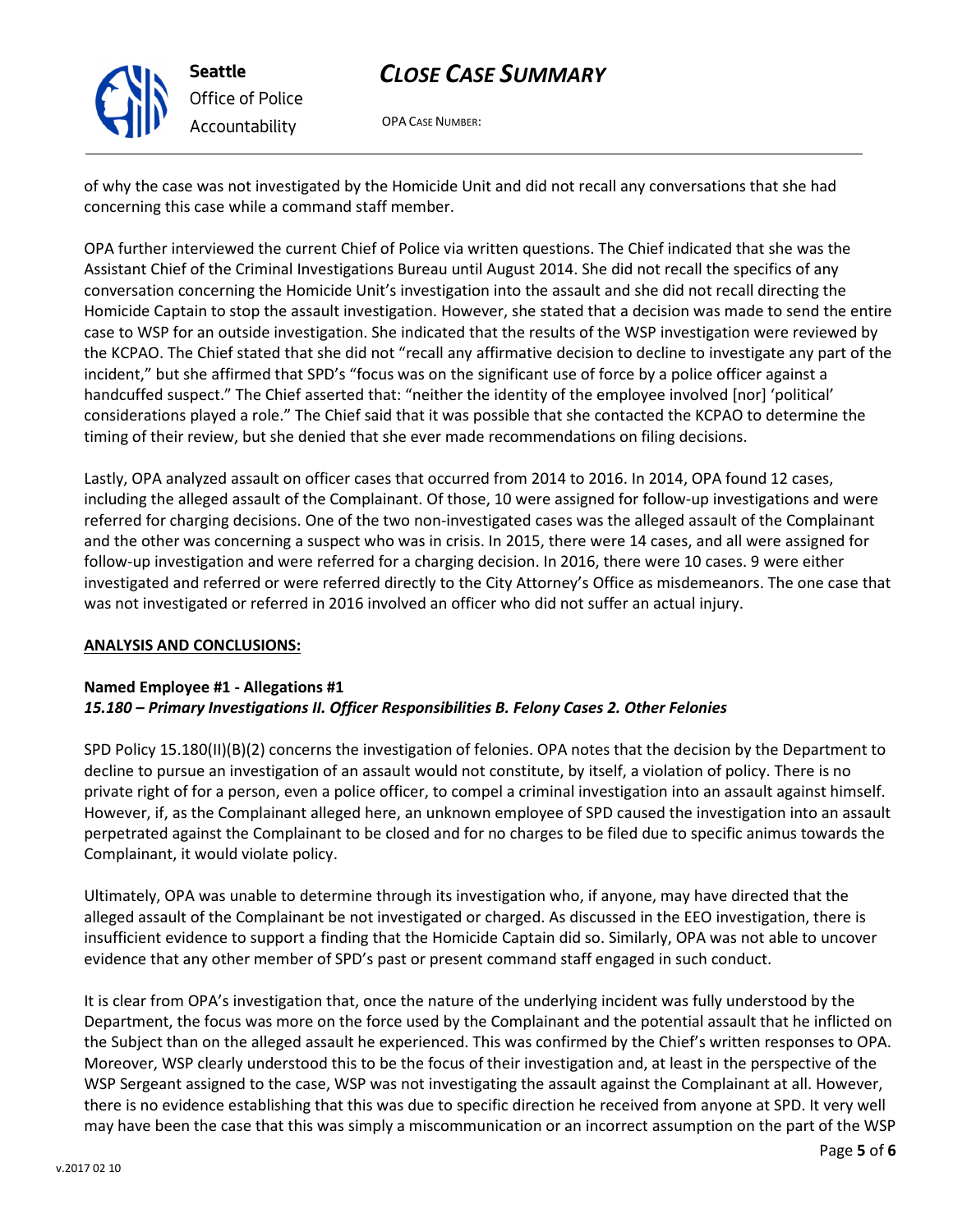of why the case was not investigated by the Homicide Unit and did not recall any conversations that she had concerning this case while a command staff member.

OPA further interviewed the current Chief of Police via written questions. The Chief indicated that she was the Assistant Chief of the Criminal Investigations Bureau until August 2014. She did not recall the specifics of any conversation concerning the Homicide Unit's investigation into the assault and she did not recall directing the Homicide Captain to stop the assault investigation. However, she stated that a decision was made to send the entire case to WSP for an outside investigation. She indicated that the results of the WSP investigation were reviewed by the KCPAO. The Chief stated that she did not "recall any affirmative decision to decline to investigate any part of the incident," but she affirmed that SPD's "focus was on the significant use of force by a police officer against a handcuffed suspect." The Chief asserted that: "neither the identity of the employee involved [nor] 'political' considerations played a role." The Chief said that it was possible that she contacted the KCPAO to determine the timing of their review, but she denied that she ever made recommendations on filing decisions.

Lastly, OPA analyzed assault on officer cases that occurred from 2014 to 2016. In 2014, OPA found 12 cases, including the alleged assault of the Complainant. Of those, 10 were assigned for follow-up investigations and were referred for charging decisions. One of the two non-investigated cases was the alleged assault of the Complainant and the other was concerning a suspect who was in crisis. In 2015, there were 14 cases, and all were assigned for follow-up investigation and were referred for a charging decision. In 2016, there were 10 cases. 9 were either investigated and referred or were referred directly to the City Attorney's Office as misdemeanors. The one case that was not investigated or referred in 2016 involved an officer who did not suffer an actual injury.

**ANALYSIS AND CONCLUSIONS:**

**Named Employee #1 - Allegations #1**
***15.180 – Primary Investigations II. Officer Responsibilities B. Felony Cases 2. Other Felonies***

SPD Policy 15.180(II)(B)(2) concerns the investigation of felonies. OPA notes that the decision by the Department to decline to pursue an investigation of an assault would not constitute, by itself, a violation of policy. There is no private right of for a person, even a police officer, to compel a criminal investigation into an assault against himself. However, if, as the Complainant alleged here, an unknown employee of SPD caused the investigation into an assault perpetrated against the Complainant to be closed and for no charges to be filed due to specific animus towards the Complainant, it would violate policy.

Ultimately, OPA was unable to determine through its investigation who, if anyone, may have directed that the alleged assault of the Complainant be not investigated or charged. As discussed in the EEO investigation, there is insufficient evidence to support a finding that the Homicide Captain did so. Similarly, OPA was not able to uncover evidence that any other member of SPD's past or present command staff engaged in such conduct.

It is clear from OPA's investigation that, once the nature of the underlying incident was fully understood by the Department, the focus was more on the force used by the Complainant and the potential assault that he inflicted on the Subject than on the alleged assault he experienced. This was confirmed by the Chief's written responses to OPA. Moreover, WSP clearly understood this to be the focus of their investigation and, at least in the perspective of the WSP Sergeant assigned to the case, WSP was not investigating the assault against the Complainant at all. However, there is no evidence establishing that this was due to specific direction he received from anyone at SPD. It very well may have been the case that this was simply a miscommunication or an incorrect assumption on the part of the WSP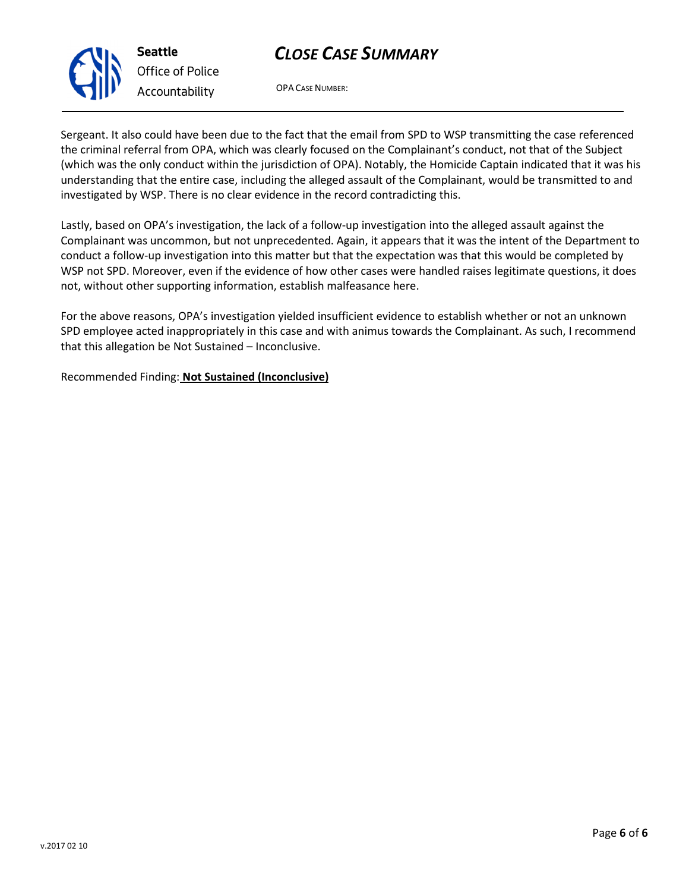Sergeant. It also could have been due to the fact that the email from SPD to WSP transmitting the case referenced the criminal referral from OPA, which was clearly focused on the Complainant's conduct, not that of the Subject (which was the only conduct within the jurisdiction of OPA). Notably, the Homicide Captain indicated that it was his understanding that the entire case, including the alleged assault of the Complainant, would be transmitted to and investigated by WSP. There is no clear evidence in the record contradicting this.

Lastly, based on OPA's investigation, the lack of a follow-up investigation into the alleged assault against the Complainant was uncommon, but not unprecedented. Again, it appears that it was the intent of the Department to conduct a follow-up investigation into this matter but that the expectation was that this would be completed by WSP not SPD. Moreover, even if the evidence of how other cases were handled raises legitimate questions, it does not, without other supporting information, establish malfeasance here.

For the above reasons, OPA's investigation yielded insufficient evidence to establish whether or not an unknown SPD employee acted inappropriately in this case and with animus towards the Complainant. As such, I recommend that this allegation be Not Sustained – Inconclusive.

Recommended Finding: **Not Sustained (Inconclusive)**